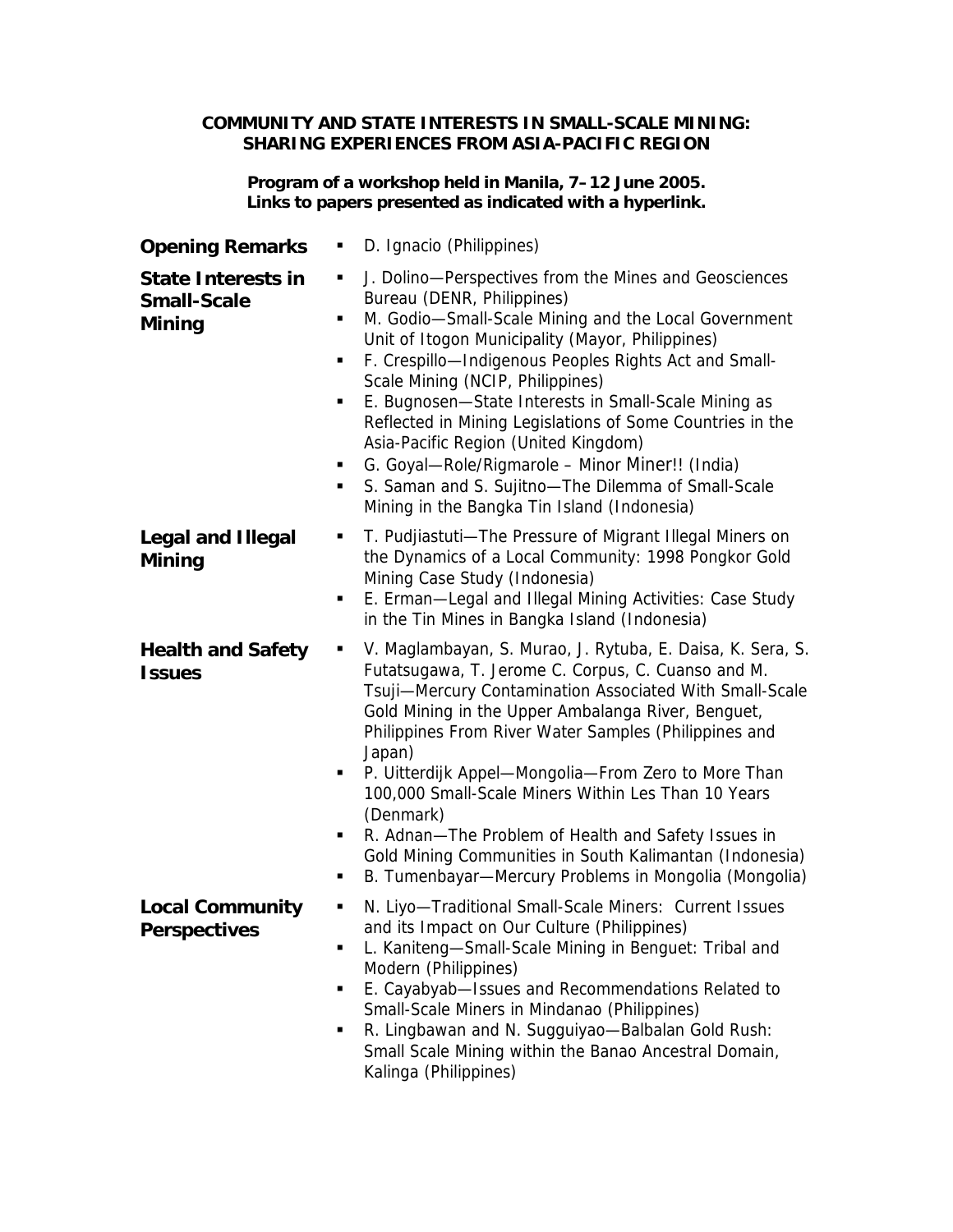# COMMUNITY AND STATE INTERESTS IN SMALL-SCALE MINING: SHARING EXPERIENCES FROM ASIA-PACIFIC REGION

**Program of a workshop held in Manila, 7–12 June 2005. Links to papers presented as indicated with a hyperlink.**

## Opening Remarks

- D. Ignacio (Philippines)

## State Interests in Small-Scale Mining

- J. Dolino—Perspectives from the Mines and Geosciences Bureau (DENR, Philippines)
- M. Godio—Small-Scale Mining and the Local Government Unit of Itogon Municipality (Mayor, Philippines)
- F. Crespillo—Indigenous Peoples Rights Act and Small-Scale Mining (NCIP, Philippines)
- E. Bugnosen—State Interests in Small-Scale Mining as Reflected in Mining Legislations of Some Countries in the Asia-Pacific Region (United Kingdom)
- G. Goyal—Role/Rigmarole – Minor Miner!! (India)
- S. Saman and S. Sujitno—The Dilemma of Small-Scale Mining in the Bangka Tin Island (Indonesia)

## Legal and Illegal Mining

- T. Pudjiastuti—The Pressure of Migrant Illegal Miners on the Dynamics of a Local Community: 1998 Pongkor Gold Mining Case Study (Indonesia)
- E. Erman—Legal and Illegal Mining Activities: Case Study in the Tin Mines in Bangka Island (Indonesia)

## Health and Safety Issues

- V. Maglambayan, S. Murao, J. Rytuba, E. Daisa, K. Sera, S. Futatsugawa, T. Jerome C. Corpus, C. Cuanso and M. Tsuji—Mercury Contamination Associated With Small-Scale Gold Mining in the Upper Ambalanga River, Benguet, Philippines From River Water Samples (Philippines and Japan)
- P. Uitterdijk Appel—Mongolia—From Zero to More Than 100,000 Small-Scale Miners Within Les Than 10 Years (Denmark)
- R. Adnan—The Problem of Health and Safety Issues in Gold Mining Communities in South Kalimantan (Indonesia)
- B. Tumenbayar—Mercury Problems in Mongolia (Mongolia)

## Local Community Perspectives

- N. Liyo—Traditional Small-Scale Miners: Current Issues and its Impact on Our Culture (Philippines)
- L. Kaniteng—Small-Scale Mining in Benguet: Tribal and Modern (Philippines)
- E. Cayabyab—Issues and Recommendations Related to Small-Scale Miners in Mindanao (Philippines)
- R. Lingbawan and N. Sugguiyao—Balbalan Gold Rush: Small Scale Mining within the Banao Ancestral Domain, Kalinga (Philippines)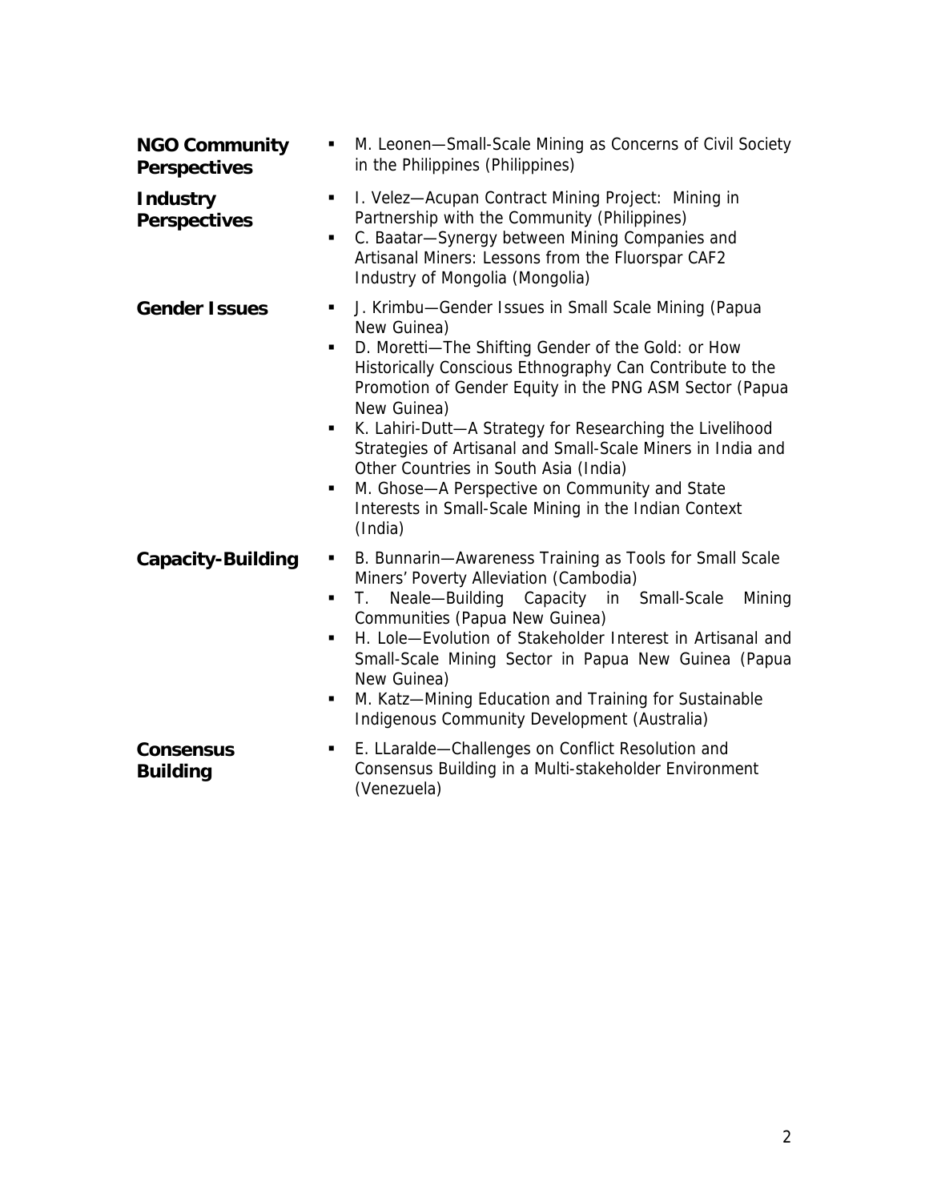**NGO Community Perspectives**

- M. Leonen—Small-Scale Mining as Concerns of Civil Society in the Philippines (Philippines)

**Industry Perspectives**

- I. Velez—Acupan Contract Mining Project: Mining in Partnership with the Community (Philippines)
- C. Baatar—Synergy between Mining Companies and Artisanal Miners: Lessons from the Fluorspar CAF2 Industry of Mongolia (Mongolia)

**Gender Issues**

- J. Krimbu—Gender Issues in Small Scale Mining (Papua New Guinea)
- D. Moretti—The Shifting Gender of the Gold: or How Historically Conscious Ethnography Can Contribute to the Promotion of Gender Equity in the PNG ASM Sector (Papua New Guinea)
- K. Lahiri-Dutt—A Strategy for Researching the Livelihood Strategies of Artisanal and Small-Scale Miners in India and Other Countries in South Asia (India)
- M. Ghose—A Perspective on Community and State Interests in Small-Scale Mining in the Indian Context (India)

**Capacity-Building**

- B. Bunnarin—Awareness Training as Tools for Small Scale Miners' Poverty Alleviation (Cambodia)
- T. Neale—Building Capacity in Small-Scale Mining Communities (Papua New Guinea)
- H. Lole—Evolution of Stakeholder Interest in Artisanal and Small-Scale Mining Sector in Papua New Guinea (Papua New Guinea)
- M. Katz—Mining Education and Training for Sustainable Indigenous Community Development (Australia)

**Consensus Building**

- E. LLaralde—Challenges on Conflict Resolution and Consensus Building in a Multi-stakeholder Environment (Venezuela)